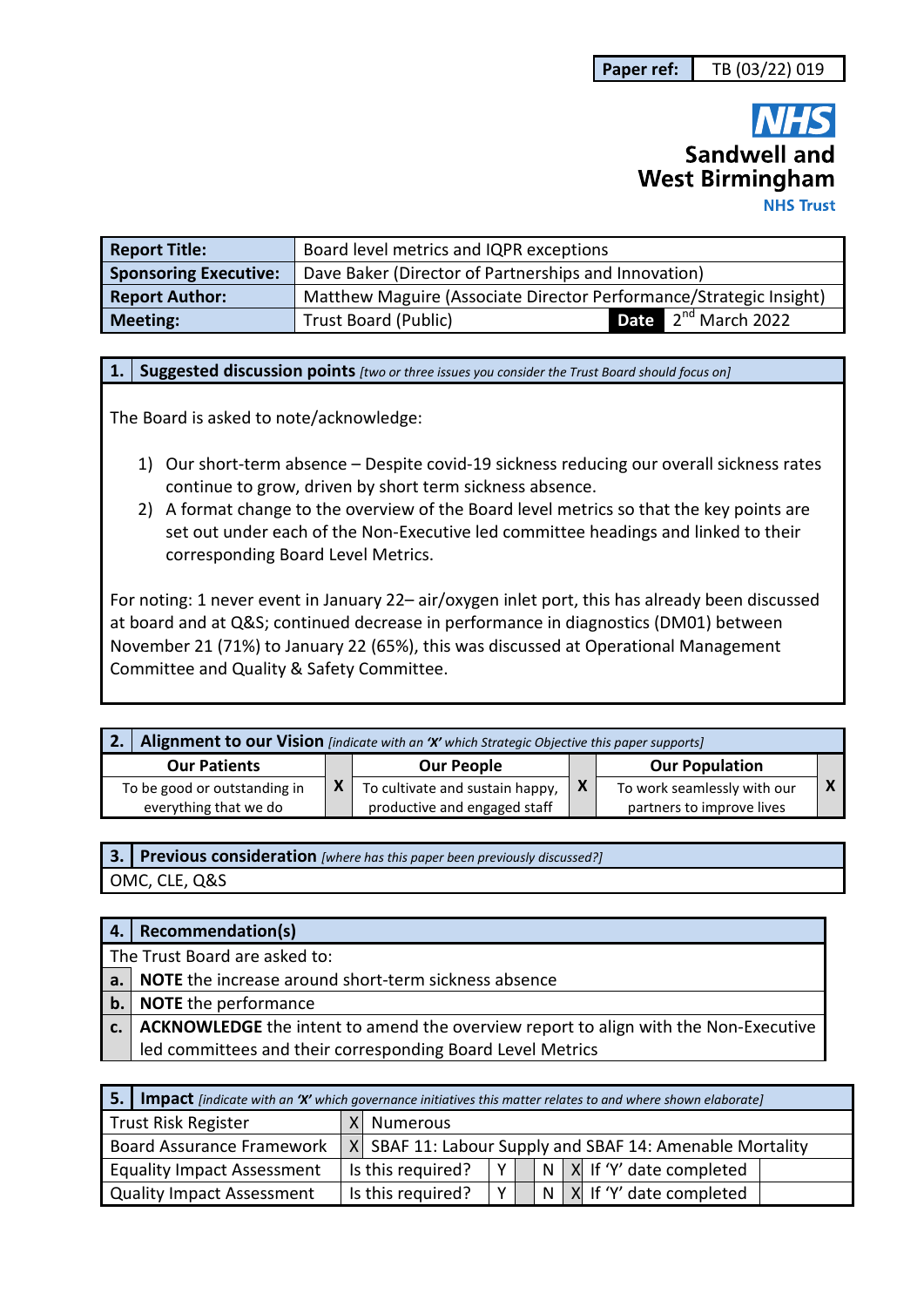| Paper ref: | TB (03/22) 019 |
|---|---|

**NHS**
**Sandwell and West Birmingham**
**NHS Trust**

| **Report Title:** | Board level metrics and IQPR exceptions | | |
|---|---|---|---|
| **Sponsoring Executive:** | Dave Baker (Director of Partnerships and Innovation) | | |
| **Report Author:** | Matthew Maguire (Associate Director Performance/Strategic Insight) | | |
| **Meeting:** | Trust Board (Public) | **Date** | 2nd March 2022 |

## 1. Suggested discussion points *[two or three issues you consider the Trust Board should focus on]*

The Board is asked to note/acknowledge:

1) Our short-term absence – Despite covid-19 sickness reducing our overall sickness rates continue to grow, driven by short term sickness absence.
2) A format change to the overview of the Board level metrics so that the key points are set out under each of the Non-Executive led committee headings and linked to their corresponding Board Level Metrics.

For noting: 1 never event in January 22– air/oxygen inlet port, this has already been discussed at board and at Q&S; continued decrease in performance in diagnostics (DM01) between November 21 (71%) to January 22 (65%), this was discussed at Operational Management Committee and Quality & Safety Committee.

## 2. Alignment to our Vision *[indicate with an 'X' which Strategic Objective this paper supports]*

| **Our Patients** | | **Our People** | | **Our Population** | |
|---|---|---|---|---|---|
| To be good or outstanding in everything that we do | X | To cultivate and sustain happy, productive and engaged staff | X | To work seamlessly with our partners to improve lives | X |

## 3. Previous consideration *[where has this paper been previously discussed?]*

OMC, CLE, Q&S

## 4. Recommendation(s)

The Trust Board are asked to:

| | |
|---|---|
| **a.** | **NOTE** the increase around short-term sickness absence |
| **b.** | **NOTE** the performance |
| **c.** | **ACKNOWLEDGE** the intent to amend the overview report to align with the Non-Executive led committees and their corresponding Board Level Metrics |

## 5. Impact *[indicate with an 'X' which governance initiatives this matter relates to and where shown elaborate]*

| | | | | | | | |
|---|---|---|---|---|---|---|---|
| Trust Risk Register | X | Numerous | | | | | |
| Board Assurance Framework | X | SBAF 11: Labour Supply and SBAF 14: Amenable Mortality | | | | | |
| Equality Impact Assessment | Is this required? | Y | | N | X | If 'Y' date completed | |
| Quality Impact Assessment | Is this required? | Y | | N | X | If 'Y' date completed | |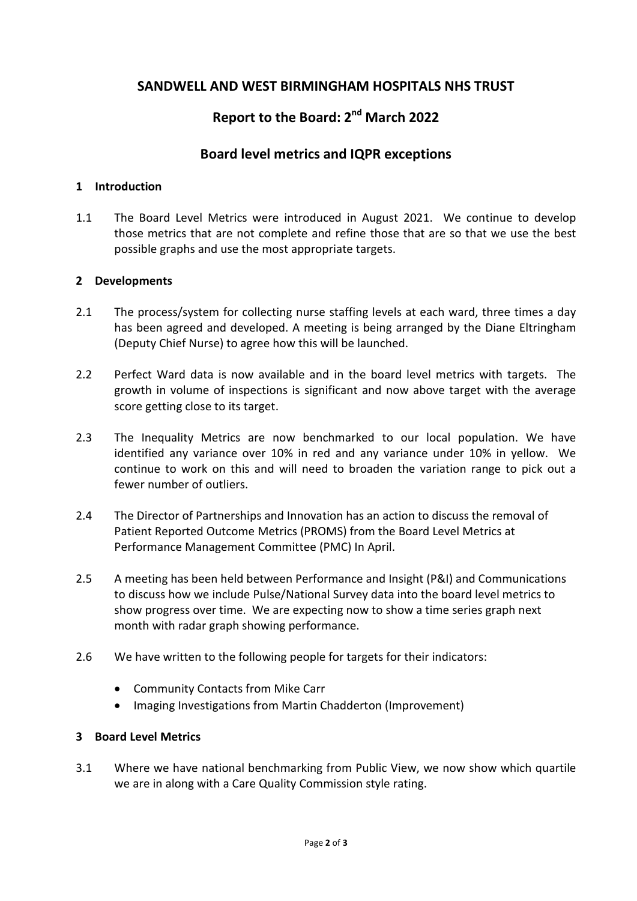# SANDWELL AND WEST BIRMINGHAM HOSPITALS NHS TRUST

## Report to the Board: 2nd March 2022

## Board level metrics and IQPR exceptions

### 1 Introduction

1.1 The Board Level Metrics were introduced in August 2021. We continue to develop those metrics that are not complete and refine those that are so that we use the best possible graphs and use the most appropriate targets.

### 2 Developments

2.1 The process/system for collecting nurse staffing levels at each ward, three times a day has been agreed and developed. A meeting is being arranged by the Diane Eltringham (Deputy Chief Nurse) to agree how this will be launched.

2.2 Perfect Ward data is now available and in the board level metrics with targets. The growth in volume of inspections is significant and now above target with the average score getting close to its target.

2.3 The Inequality Metrics are now benchmarked to our local population. We have identified any variance over 10% in red and any variance under 10% in yellow. We continue to work on this and will need to broaden the variation range to pick out a fewer number of outliers.

2.4 The Director of Partnerships and Innovation has an action to discuss the removal of Patient Reported Outcome Metrics (PROMS) from the Board Level Metrics at Performance Management Committee (PMC) In April.

2.5 A meeting has been held between Performance and Insight (P&I) and Communications to discuss how we include Pulse/National Survey data into the board level metrics to show progress over time. We are expecting now to show a time series graph next month with radar graph showing performance.

2.6 We have written to the following people for targets for their indicators:

- Community Contacts from Mike Carr
- Imaging Investigations from Martin Chadderton (Improvement)

### 3 Board Level Metrics

3.1 Where we have national benchmarking from Public View, we now show which quartile we are in along with a Care Quality Commission style rating.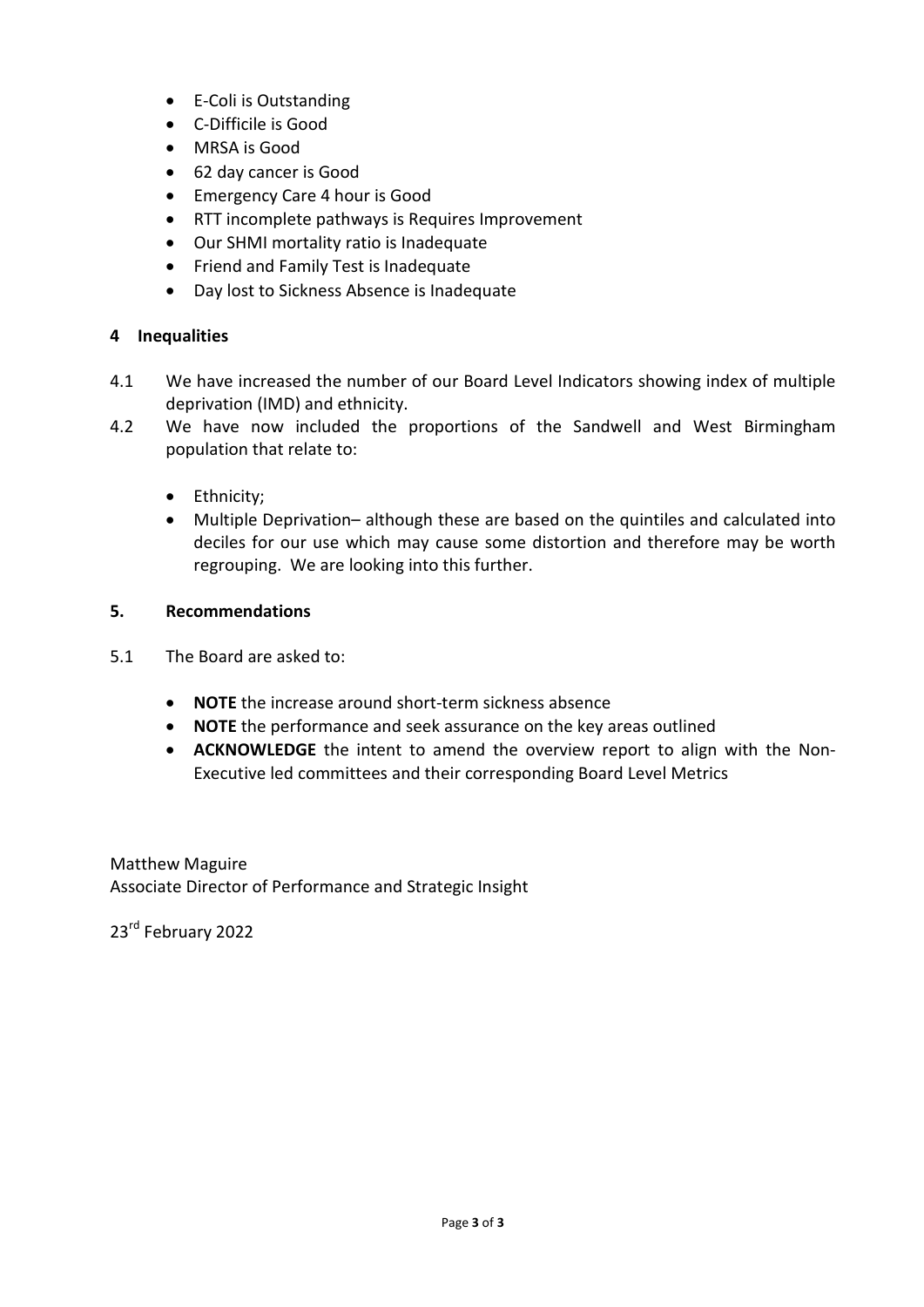- E-Coli is Outstanding
- C-Difficile is Good
- MRSA is Good
- 62 day cancer is Good
- Emergency Care 4 hour is Good
- RTT incomplete pathways is Requires Improvement
- Our SHMI mortality ratio is Inadequate
- Friend and Family Test is Inadequate
- Day lost to Sickness Absence is Inadequate

## 4 Inequalities

4.1 We have increased the number of our Board Level Indicators showing index of multiple deprivation (IMD) and ethnicity.

4.2 We have now included the proportions of the Sandwell and West Birmingham population that relate to:

- Ethnicity;
- Multiple Deprivation– although these are based on the quintiles and calculated into deciles for our use which may cause some distortion and therefore may be worth regrouping. We are looking into this further.

## 5. Recommendations

5.1 The Board are asked to:

- **NOTE** the increase around short-term sickness absence
- **NOTE** the performance and seek assurance on the key areas outlined
- **ACKNOWLEDGE** the intent to amend the overview report to align with the Non-Executive led committees and their corresponding Board Level Metrics

Matthew Maguire
Associate Director of Performance and Strategic Insight

23rd February 2022